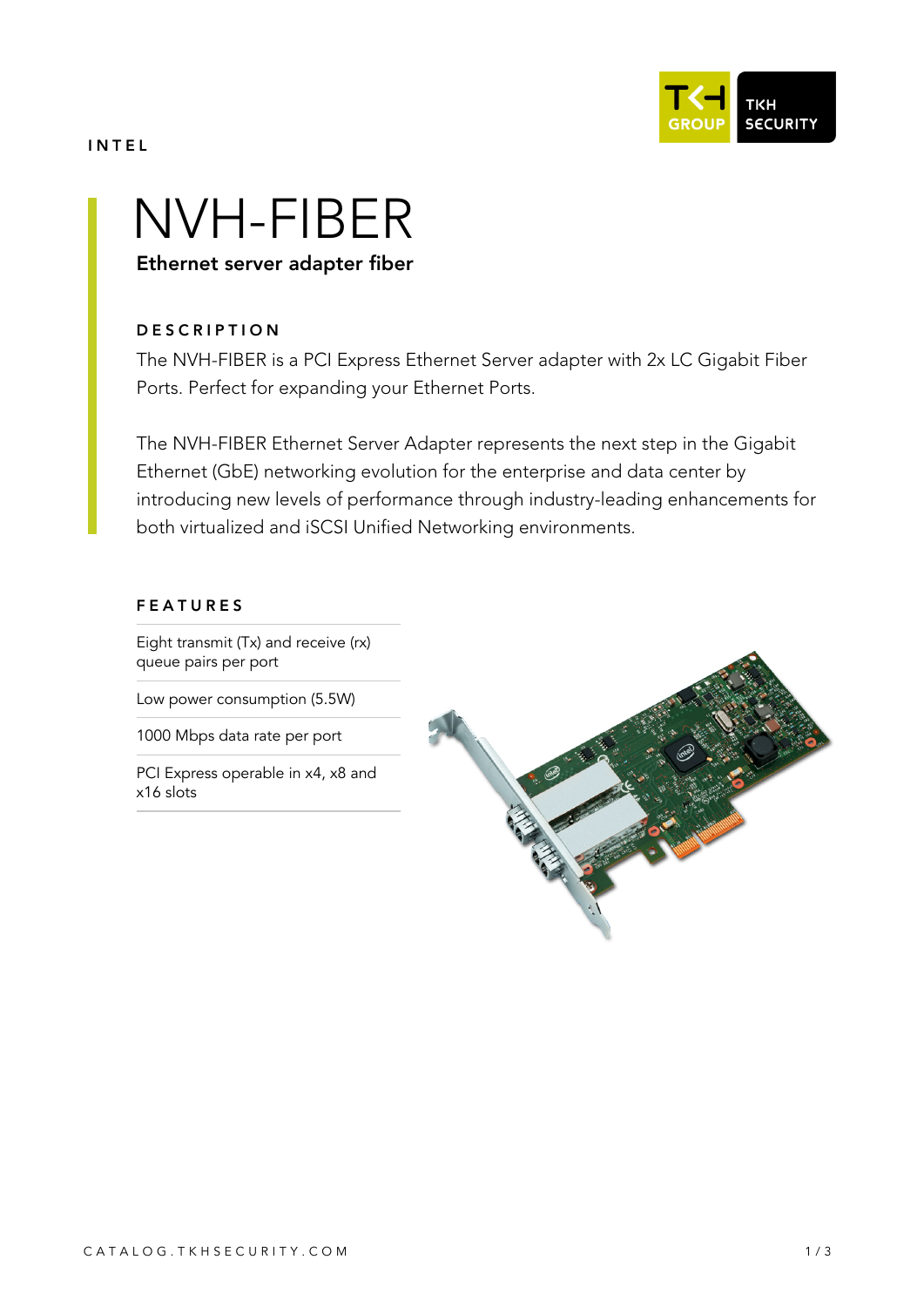INTEL

# NVH-FIBER

**Ethernet server adapter fiber**

## DESCRIPTION

The NVH-FIBER is a PCI Express Ethernet Server adapter with 2x LC Gigabit Fiber Ports. Perfect for expanding your Ethernet Ports.

The NVH-FIBER Ethernet Server Adapter represents the next step in the Gigabit Ethernet (GbE) networking evolution for the enterprise and data center by introducing new levels of performance through industry-leading enhancements for both virtualized and iSCSI Unified Networking environments.

## FEATURES

- Eight transmit (Tx) and receive (rx) queue pairs per port
- Low power consumption (5.5W)
- 1000 Mbps data rate per port
- PCI Express operable in x4, x8 and x16 slots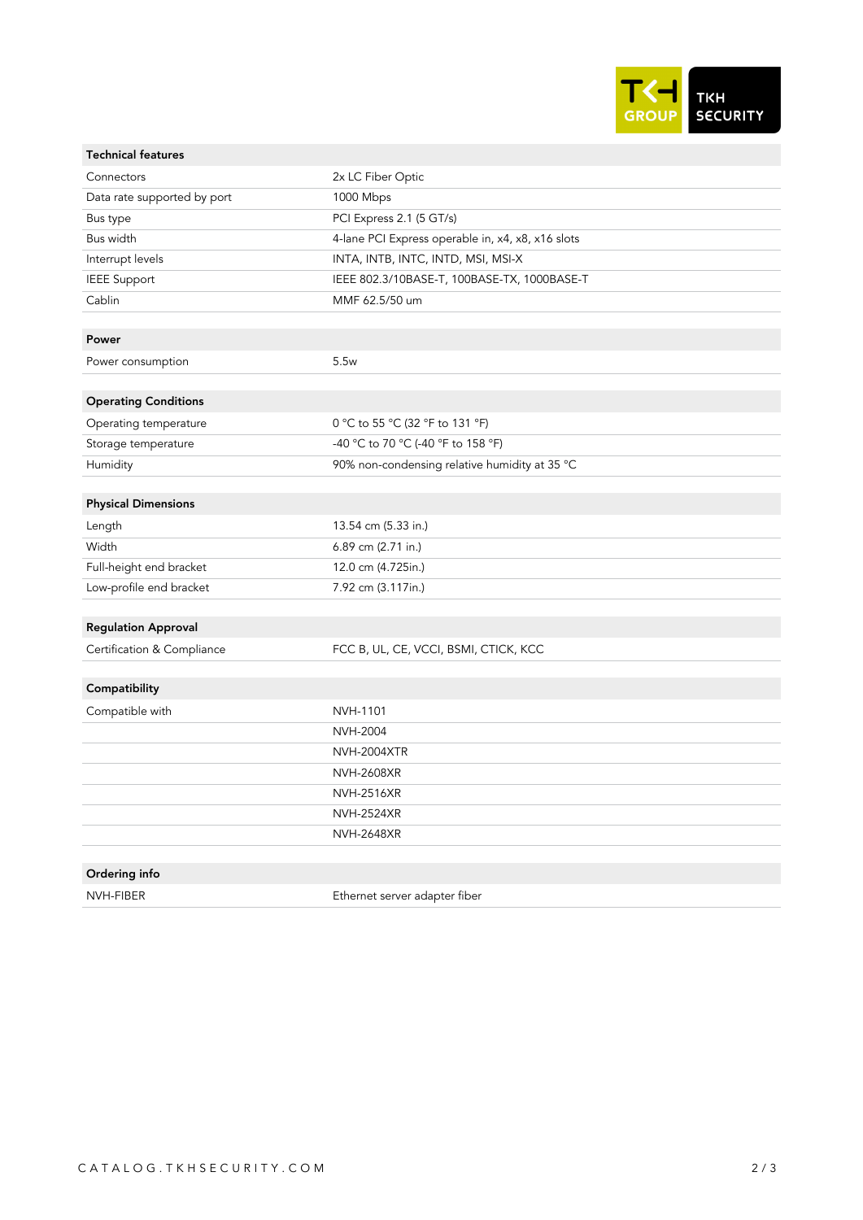| Technical features | |
|---|---|
| Connectors | 2x LC Fiber Optic |
| Data rate supported by port | 1000 Mbps |
| Bus type | PCI Express 2.1 (5 GT/s) |
| Bus width | 4-lane PCI Express operable in, x4, x8, x16 slots |
| Interrupt levels | INTA, INTB, INTC, INTD, MSI, MSI-X |
| IEEE Support | IEEE 802.3/10BASE-T, 100BASE-TX, 1000BASE-T |
| Cablin | MMF 62.5/50 um |

| Power | |
|---|---|
| Power consumption | 5.5w |

| Operating Conditions | |
|---|---|
| Operating temperature | 0 °C to 55 °C (32 °F to 131 °F) |
| Storage temperature | -40 °C to 70 °C (-40 °F to 158 °F) |
| Humidity | 90% non-condensing relative humidity at 35 °C |

| Physical Dimensions | |
|---|---|
| Length | 13.54 cm (5.33 in.) |
| Width | 6.89 cm (2.71 in.) |
| Full-height end bracket | 12.0 cm (4.725in.) |
| Low-profile end bracket | 7.92 cm (3.117in.) |

| Regulation Approval | |
|---|---|
| Certification & Compliance | FCC B, UL, CE, VCCI, BSMI, CTICK, KCC |

| Compatibility | |
|---|---|
| Compatible with | NVH-1101 |
| | NVH-2004 |
| | NVH-2004XTR |
| | NVH-2608XR |
| | NVH-2516XR |
| | NVH-2524XR |
| | NVH-2648XR |

| Ordering info | |
|---|---|
| NVH-FIBER | Ethernet server adapter fiber |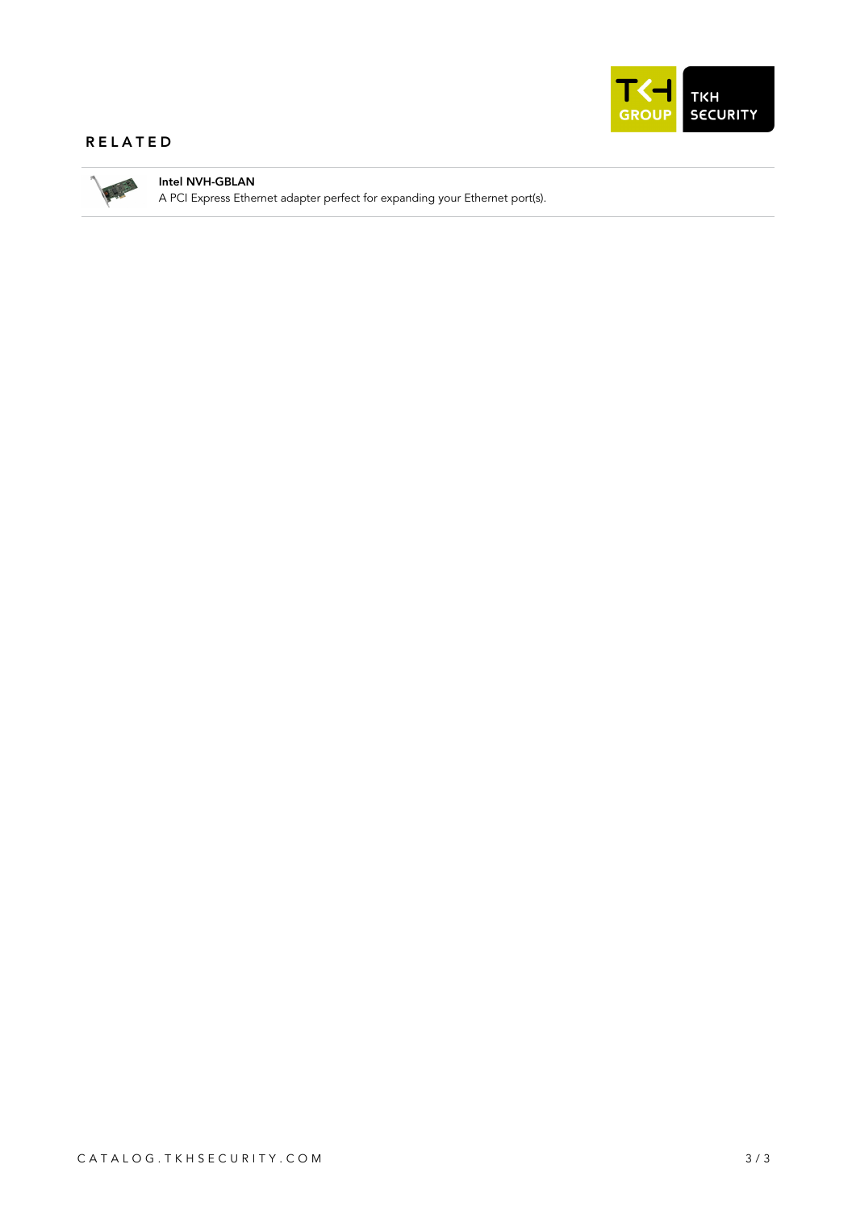## RELATED

**Intel NVH-GBLAN**
A PCI Express Ethernet adapter perfect for expanding your Ethernet port(s).